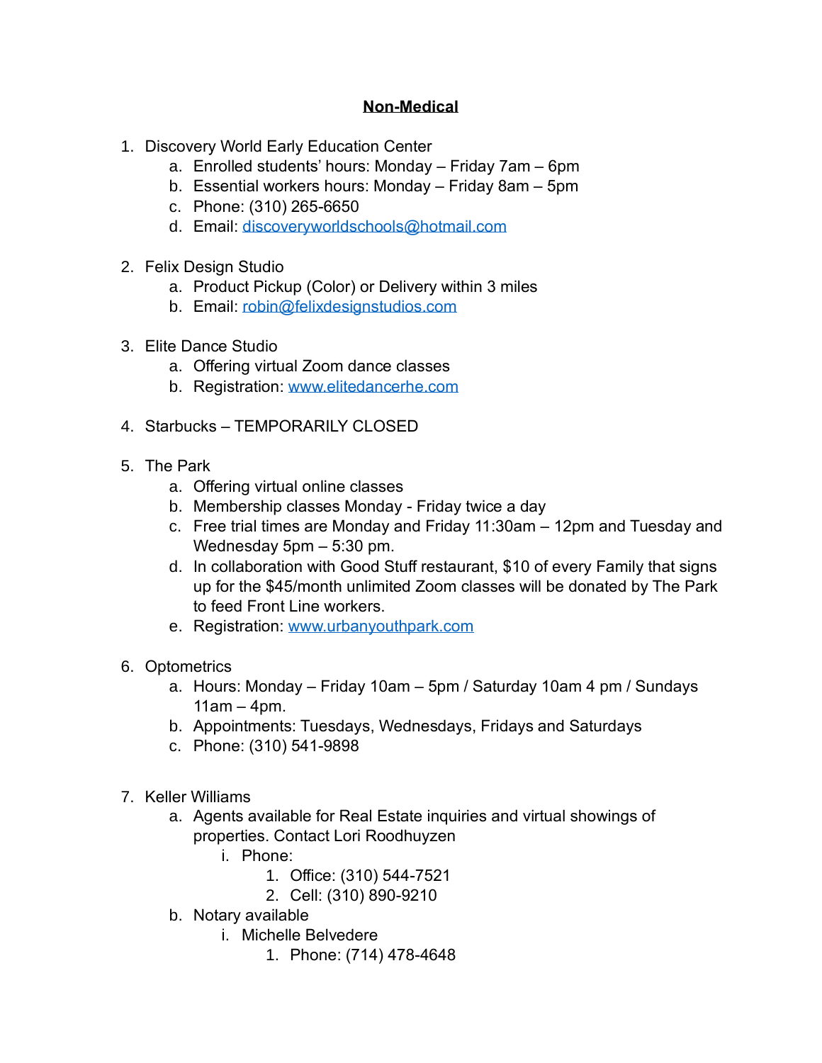# **Non-Medical**

1. Discovery World Early Education Center
   a. Enrolled students' hours: Monday – Friday 7am – 6pm
   b. Essential workers hours: Monday – Friday 8am – 5pm
   c. Phone: (310) 265-6650
   d. Email: discoveryworldschools@hotmail.com

2. Felix Design Studio
   a. Product Pickup (Color) or Delivery within 3 miles
   b. Email: robin@felixdesignstudios.com

3. Elite Dance Studio
   a. Offering virtual Zoom dance classes
   b. Registration: www.elitedancerhe.com

4. Starbucks – TEMPORARILY CLOSED

5. The Park
   a. Offering virtual online classes
   b. Membership classes Monday - Friday twice a day
   c. Free trial times are Monday and Friday 11:30am – 12pm and Tuesday and Wednesday 5pm – 5:30 pm.
   d. In collaboration with Good Stuff restaurant, $10 of every Family that signs up for the $45/month unlimited Zoom classes will be donated by The Park to feed Front Line workers.
   e. Registration: www.urbanyouthpark.com

6. Optometrics
   a. Hours: Monday – Friday 10am – 5pm / Saturday 10am 4 pm / Sundays 11am – 4pm.
   b. Appointments: Tuesdays, Wednesdays, Fridays and Saturdays
   c. Phone: (310) 541-9898

7. Keller Williams
   a. Agents available for Real Estate inquiries and virtual showings of properties. Contact Lori Roodhuyzen
      i. Phone:
         1. Office: (310) 544-7521
         2. Cell: (310) 890-9210
   b. Notary available
      i. Michelle Belvedere
         1. Phone: (714) 478-4648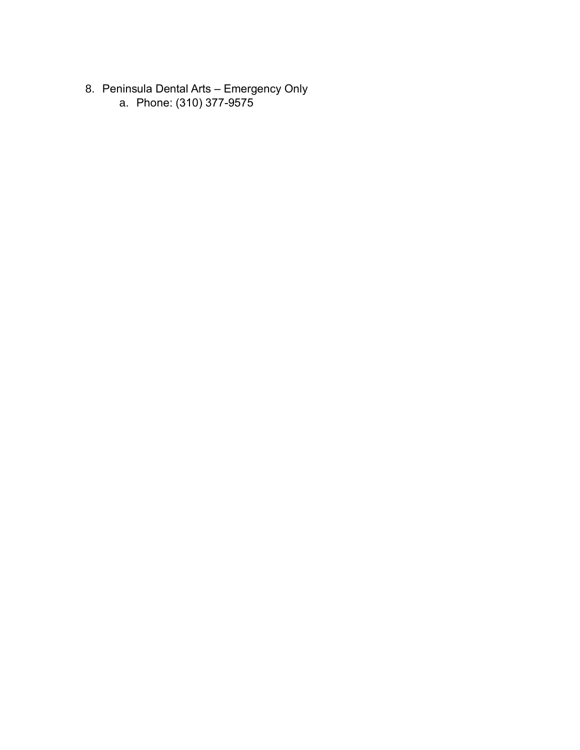8. Peninsula Dental Arts – Emergency Only
    a. Phone: (310) 377-9575